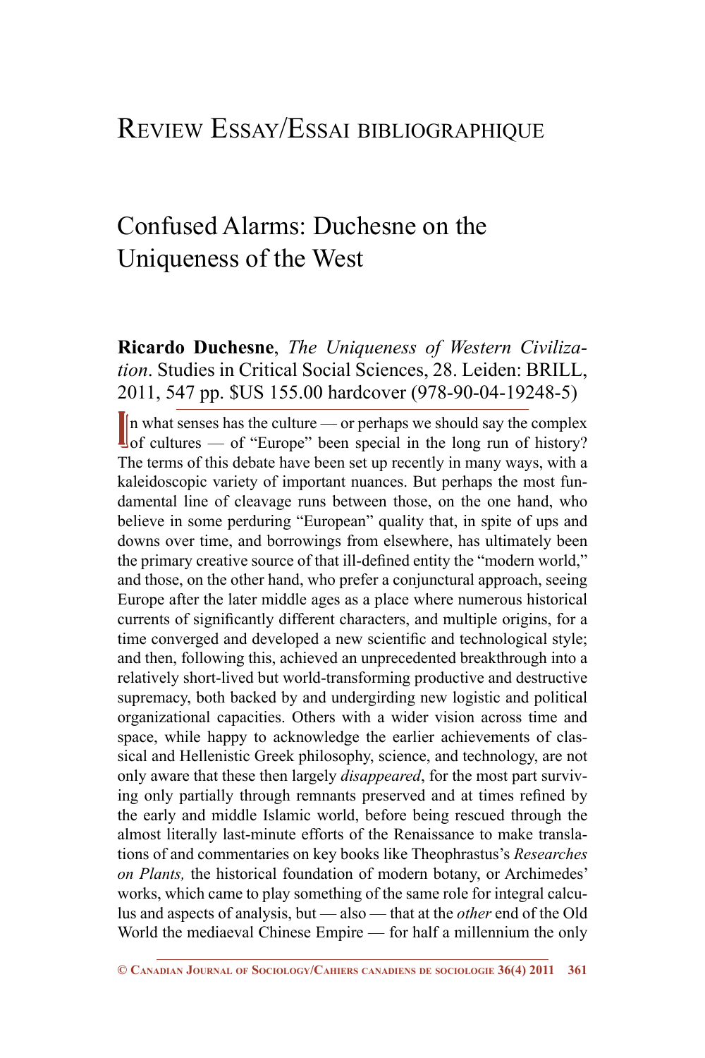# Review Essay/Essai bibliographique

## Confused Alarms: Duchesne on the Uniqueness of the West

**Ricardo Duchesne**, *The Uniqueness of Western Civilization*. Studies in Critical Social Sciences, 28. Leiden: BRILL, 2011, 547 pp. $US 155.00 hardcover (978-90-04-19248-5)

In what senses has the culture — or perhaps we should say the complex of cultures — of "Europe" been special in the long run of history? The terms of this debate have been set up recently in many ways, with a kaleidoscopic variety of important nuances. But perhaps the most fundamental line of cleavage runs between those, on the one hand, who believe in some perduring "European" quality that, in spite of ups and downs over time, and borrowings from elsewhere, has ultimately been the primary creative source of that ill-defined entity the "modern world," and those, on the other hand, who prefer a conjunctural approach, seeing Europe after the later middle ages as a place where numerous historical currents of significantly different characters, and multiple origins, for a time converged and developed a new scientific and technological style; and then, following this, achieved an unprecedented breakthrough into a relatively short-lived but world-transforming productive and destructive supremacy, both backed by and undergirding new logistic and political organizational capacities. Others with a wider vision across time and space, while happy to acknowledge the earlier achievements of classical and Hellenistic Greek philosophy, science, and technology, are not only aware that these then largely *disappeared*, for the most part surviving only partially through remnants preserved and at times refined by the early and middle Islamic world, before being rescued through the almost literally last-minute efforts of the Renaissance to make translations of and commentaries on key books like Theophrastus's *Researches on Plants,* the historical foundation of modern botany, or Archimedes' works, which came to play something of the same role for integral calculus and aspects of analysis, but — also — that at the *other* end of the Old World the mediaeval Chinese Empire — for half a millennium the only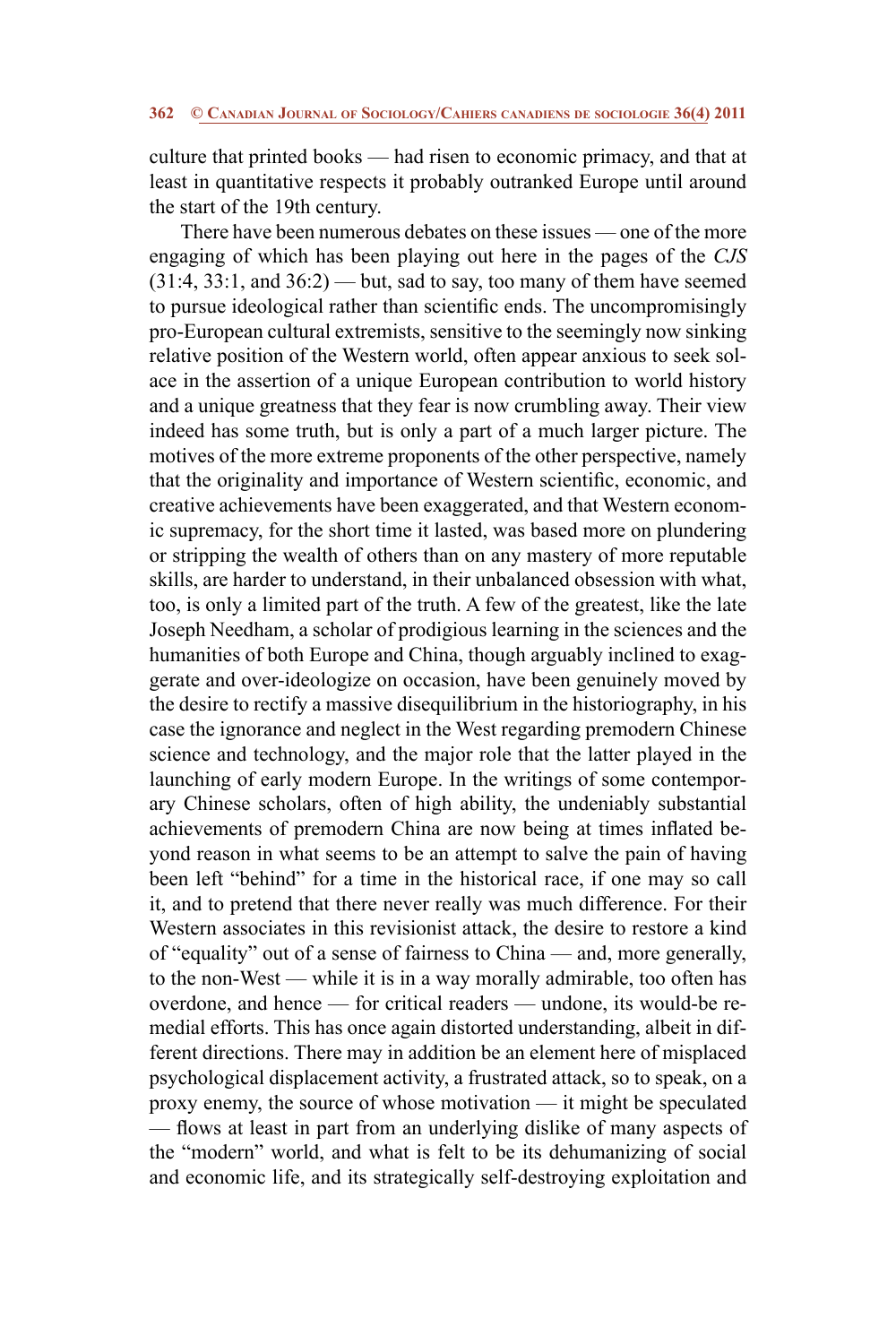culture that printed books — had risen to economic primacy, and that at least in quantitative respects it probably outranked Europe until around the start of the 19th century.

There have been numerous debates on these issues — one of the more engaging of which has been playing out here in the pages of the *CJS* (31:4, 33:1, and 36:2) — but, sad to say, too many of them have seemed to pursue ideological rather than scientific ends. The uncompromisingly pro-European cultural extremists, sensitive to the seemingly now sinking relative position of the Western world, often appear anxious to seek solace in the assertion of a unique European contribution to world history and a unique greatness that they fear is now crumbling away. Their view indeed has some truth, but is only a part of a much larger picture. The motives of the more extreme proponents of the other perspective, namely that the originality and importance of Western scientific, economic, and creative achievements have been exaggerated, and that Western economic supremacy, for the short time it lasted, was based more on plundering or stripping the wealth of others than on any mastery of more reputable skills, are harder to understand, in their unbalanced obsession with what, too, is only a limited part of the truth. A few of the greatest, like the late Joseph Needham, a scholar of prodigious learning in the sciences and the humanities of both Europe and China, though arguably inclined to exaggerate and over-ideologize on occasion, have been genuinely moved by the desire to rectify a massive disequilibrium in the historiography, in his case the ignorance and neglect in the West regarding premodern Chinese science and technology, and the major role that the latter played in the launching of early modern Europe. In the writings of some contemporary Chinese scholars, often of high ability, the undeniably substantial achievements of premodern China are now being at times inflated beyond reason in what seems to be an attempt to salve the pain of having been left "behind" for a time in the historical race, if one may so call it, and to pretend that there never really was much difference. For their Western associates in this revisionist attack, the desire to restore a kind of "equality" out of a sense of fairness to China — and, more generally, to the non-West — while it is in a way morally admirable, too often has overdone, and hence — for critical readers — undone, its would-be remedial efforts. This has once again distorted understanding, albeit in different directions. There may in addition be an element here of misplaced psychological displacement activity, a frustrated attack, so to speak, on a proxy enemy, the source of whose motivation — it might be speculated — flows at least in part from an underlying dislike of many aspects of the "modern" world, and what is felt to be its dehumanizing of social and economic life, and its strategically self-destroying exploitation and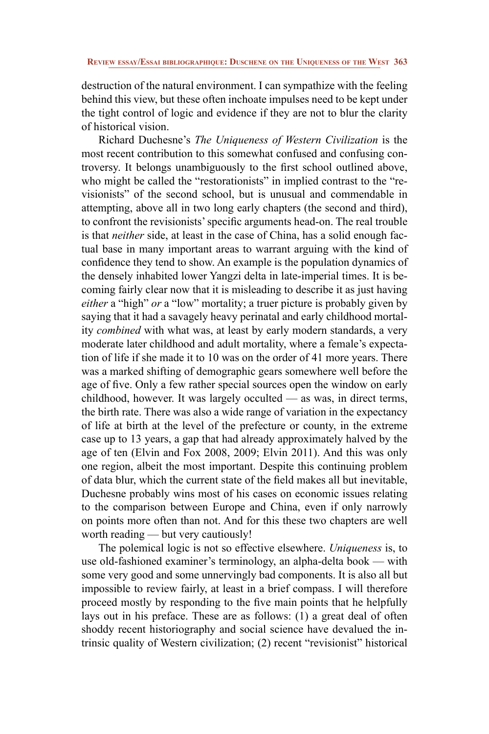destruction of the natural environment. I can sympathize with the feeling behind this view, but these often inchoate impulses need to be kept under the tight control of logic and evidence if they are not to blur the clarity of historical vision.

Richard Duchesne's *The Uniqueness of Western Civilization* is the most recent contribution to this somewhat confused and confusing controversy. It belongs unambiguously to the first school outlined above, who might be called the "restorationists" in implied contrast to the "revisionists" of the second school, but is unusual and commendable in attempting, above all in two long early chapters (the second and third), to confront the revisionists' specific arguments head-on. The real trouble is that *neither* side, at least in the case of China, has a solid enough factual base in many important areas to warrant arguing with the kind of confidence they tend to show. An example is the population dynamics of the densely inhabited lower Yangzi delta in late-imperial times. It is becoming fairly clear now that it is misleading to describe it as just having *either* a "high" *or* a "low" mortality; a truer picture is probably given by saying that it had a savagely heavy perinatal and early childhood mortality *combined* with what was, at least by early modern standards, a very moderate later childhood and adult mortality, where a female's expectation of life if she made it to 10 was on the order of 41 more years. There was a marked shifting of demographic gears somewhere well before the age of five. Only a few rather special sources open the window on early childhood, however. It was largely occulted — as was, in direct terms, the birth rate. There was also a wide range of variation in the expectancy of life at birth at the level of the prefecture or county, in the extreme case up to 13 years, a gap that had already approximately halved by the age of ten (Elvin and Fox 2008, 2009; Elvin 2011). And this was only one region, albeit the most important. Despite this continuing problem of data blur, which the current state of the field makes all but inevitable, Duchesne probably wins most of his cases on economic issues relating to the comparison between Europe and China, even if only narrowly on points more often than not. And for this these two chapters are well worth reading — but very cautiously!

The polemical logic is not so effective elsewhere. *Uniqueness* is, to use old-fashioned examiner's terminology, an alpha-delta book — with some very good and some unnervingly bad components. It is also all but impossible to review fairly, at least in a brief compass. I will therefore proceed mostly by responding to the five main points that he helpfully lays out in his preface. These are as follows: (1) a great deal of often shoddy recent historiography and social science have devalued the intrinsic quality of Western civilization; (2) recent "revisionist" historical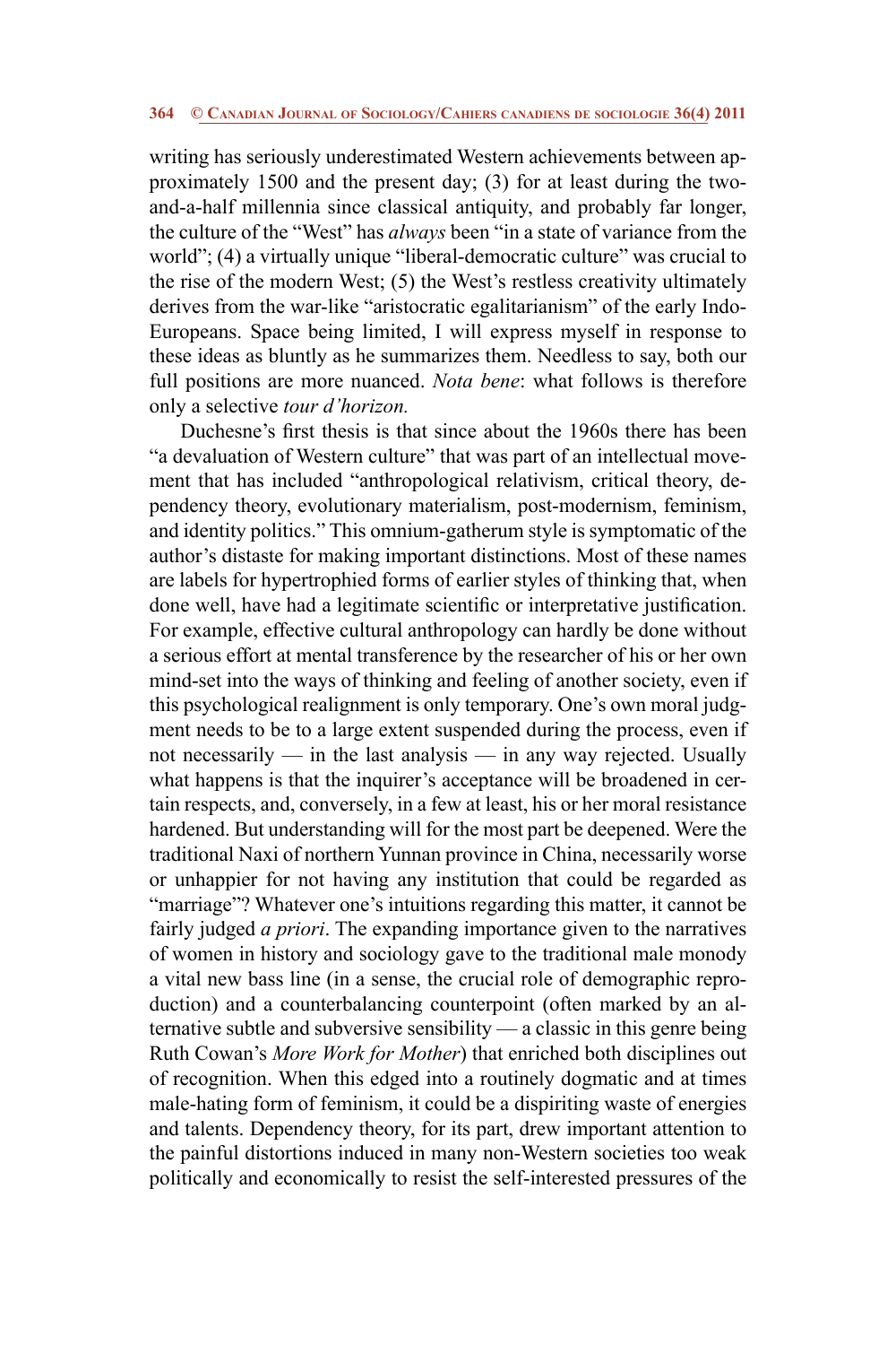writing has seriously underestimated Western achievements between approximately 1500 and the present day; (3) for at least during the two-and-a-half millennia since classical antiquity, and probably far longer, the culture of the "West" has *always* been "in a state of variance from the world"; (4) a virtually unique "liberal-democratic culture" was crucial to the rise of the modern West; (5) the West's restless creativity ultimately derives from the war-like "aristocratic egalitarianism" of the early Indo-Europeans. Space being limited, I will express myself in response to these ideas as bluntly as he summarizes them. Needless to say, both our full positions are more nuanced. *Nota bene*: what follows is therefore only a selective *tour d'horizon.*

Duchesne's first thesis is that since about the 1960s there has been "a devaluation of Western culture" that was part of an intellectual movement that has included "anthropological relativism, critical theory, dependency theory, evolutionary materialism, post-modernism, feminism, and identity politics." This omnium-gatherum style is symptomatic of the author's distaste for making important distinctions. Most of these names are labels for hypertrophied forms of earlier styles of thinking that, when done well, have had a legitimate scientific or interpretative justification. For example, effective cultural anthropology can hardly be done without a serious effort at mental transference by the researcher of his or her own mind-set into the ways of thinking and feeling of another society, even if this psychological realignment is only temporary. One's own moral judgment needs to be to a large extent suspended during the process, even if not necessarily — in the last analysis — in any way rejected. Usually what happens is that the inquirer's acceptance will be broadened in certain respects, and, conversely, in a few at least, his or her moral resistance hardened. But understanding will for the most part be deepened. Were the traditional Naxi of northern Yunnan province in China, necessarily worse or unhappier for not having any institution that could be regarded as "marriage"? Whatever one's intuitions regarding this matter, it cannot be fairly judged *a priori*. The expanding importance given to the narratives of women in history and sociology gave to the traditional male monody a vital new bass line (in a sense, the crucial role of demographic reproduction) and a counterbalancing counterpoint (often marked by an alternative subtle and subversive sensibility — a classic in this genre being Ruth Cowan's *More Work for Mother*) that enriched both disciplines out of recognition. When this edged into a routinely dogmatic and at times male-hating form of feminism, it could be a dispiriting waste of energies and talents. Dependency theory, for its part, drew important attention to the painful distortions induced in many non-Western societies too weak politically and economically to resist the self-interested pressures of the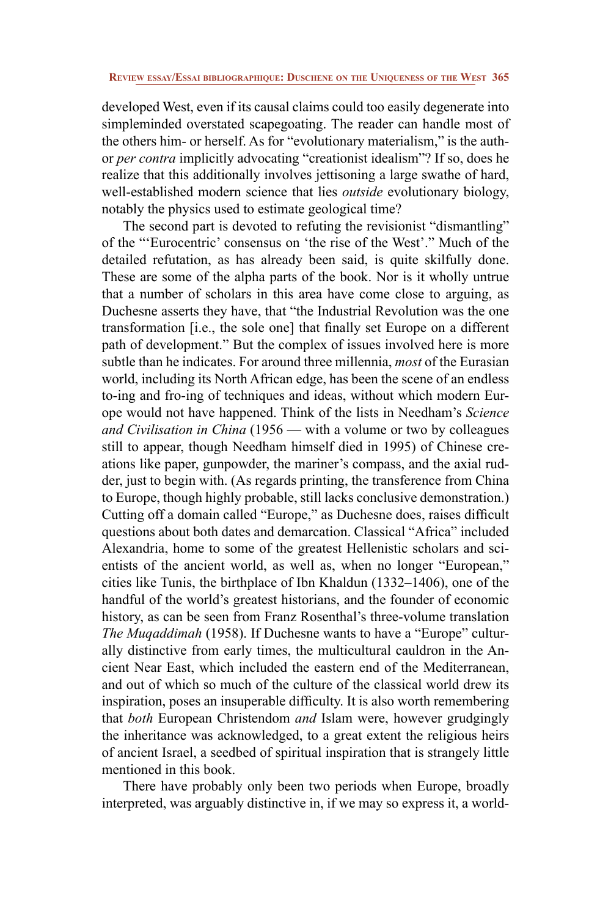developed West, even if its causal claims could too easily degenerate into simpleminded overstated scapegoating. The reader can handle most of the others him- or herself. As for "evolutionary materialism," is the author *per contra* implicitly advocating "creationist idealism"? If so, does he realize that this additionally involves jettisoning a large swathe of hard, well-established modern science that lies *outside* evolutionary biology, notably the physics used to estimate geological time?

The second part is devoted to refuting the revisionist "dismantling" of the "'Eurocentric' consensus on 'the rise of the West'." Much of the detailed refutation, as has already been said, is quite skilfully done. These are some of the alpha parts of the book. Nor is it wholly untrue that a number of scholars in this area have come close to arguing, as Duchesne asserts they have, that "the Industrial Revolution was the one transformation [i.e., the sole one] that finally set Europe on a different path of development." But the complex of issues involved here is more subtle than he indicates. For around three millennia, *most* of the Eurasian world, including its North African edge, has been the scene of an endless to-ing and fro-ing of techniques and ideas, without which modern Europe would not have happened. Think of the lists in Needham's *Science and Civilisation in China* (1956 — with a volume or two by colleagues still to appear, though Needham himself died in 1995) of Chinese creations like paper, gunpowder, the mariner's compass, and the axial rudder, just to begin with. (As regards printing, the transference from China to Europe, though highly probable, still lacks conclusive demonstration.) Cutting off a domain called "Europe," as Duchesne does, raises difficult questions about both dates and demarcation. Classical "Africa" included Alexandria, home to some of the greatest Hellenistic scholars and scientists of the ancient world, as well as, when no longer "European," cities like Tunis, the birthplace of Ibn Khaldun (1332–1406), one of the handful of the world's greatest historians, and the founder of economic history, as can be seen from Franz Rosenthal's three-volume translation *The Muqaddimah* (1958). If Duchesne wants to have a "Europe" culturally distinctive from early times, the multicultural cauldron in the Ancient Near East, which included the eastern end of the Mediterranean, and out of which so much of the culture of the classical world drew its inspiration, poses an insuperable difficulty. It is also worth remembering that *both* European Christendom *and* Islam were, however grudgingly the inheritance was acknowledged, to a great extent the religious heirs of ancient Israel, a seedbed of spiritual inspiration that is strangely little mentioned in this book.

There have probably only been two periods when Europe, broadly interpreted, was arguably distinctive in, if we may so express it, a world-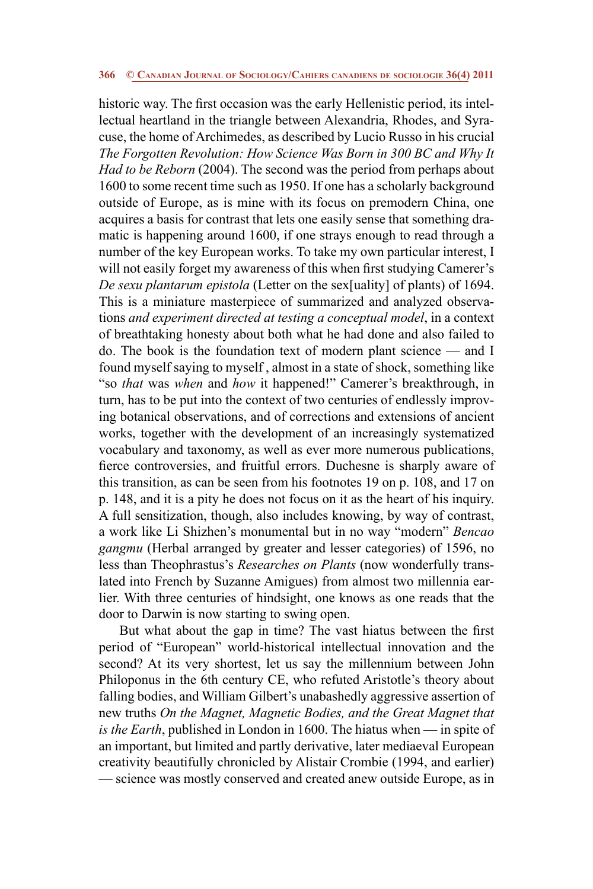historic way. The first occasion was the early Hellenistic period, its intellectual heartland in the triangle between Alexandria, Rhodes, and Syracuse, the home of Archimedes, as described by Lucio Russo in his crucial *The Forgotten Revolution: How Science Was Born in 300 BC and Why It Had to be Reborn* (2004). The second was the period from perhaps about 1600 to some recent time such as 1950. If one has a scholarly background outside of Europe, as is mine with its focus on premodern China, one acquires a basis for contrast that lets one easily sense that something dramatic is happening around 1600, if one strays enough to read through a number of the key European works. To take my own particular interest, I will not easily forget my awareness of this when first studying Camerer's *De sexu plantarum epistola* (Letter on the sex[uality] of plants) of 1694. This is a miniature masterpiece of summarized and analyzed observations *and experiment directed at testing a conceptual model*, in a context of breathtaking honesty about both what he had done and also failed to do. The book is the foundation text of modern plant science — and I found myself saying to myself , almost in a state of shock, something like "so *that* was *when* and *how* it happened!" Camerer's breakthrough, in turn, has to be put into the context of two centuries of endlessly improving botanical observations, and of corrections and extensions of ancient works, together with the development of an increasingly systematized vocabulary and taxonomy, as well as ever more numerous publications, fierce controversies, and fruitful errors. Duchesne is sharply aware of this transition, as can be seen from his footnotes 19 on p. 108, and 17 on p. 148, and it is a pity he does not focus on it as the heart of his inquiry. A full sensitization, though, also includes knowing, by way of contrast, a work like Li Shizhen's monumental but in no way "modern" *Bencao gangmu* (Herbal arranged by greater and lesser categories) of 1596, no less than Theophrastus's *Researches on Plants* (now wonderfully translated into French by Suzanne Amigues) from almost two millennia earlier. With three centuries of hindsight, one knows as one reads that the door to Darwin is now starting to swing open.

But what about the gap in time? The vast hiatus between the first period of "European" world-historical intellectual innovation and the second? At its very shortest, let us say the millennium between John Philoponus in the 6th century CE, who refuted Aristotle's theory about falling bodies, and William Gilbert's unabashedly aggressive assertion of new truths *On the Magnet, Magnetic Bodies, and the Great Magnet that is the Earth*, published in London in 1600. The hiatus when — in spite of an important, but limited and partly derivative, later mediaeval European creativity beautifully chronicled by Alistair Crombie (1994, and earlier) — science was mostly conserved and created anew outside Europe, as in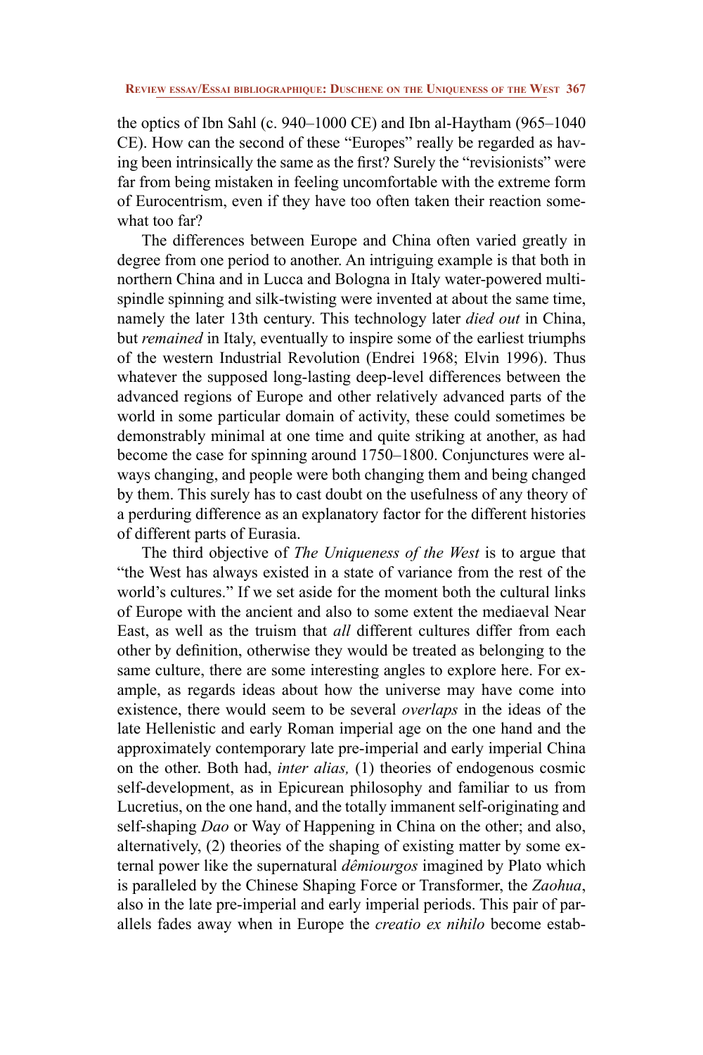the optics of Ibn Sahl (c. 940–1000 CE) and Ibn al-Haytham (965–1040 CE). How can the second of these "Europes" really be regarded as having been intrinsically the same as the first? Surely the "revisionists" were far from being mistaken in feeling uncomfortable with the extreme form of Eurocentrism, even if they have too often taken their reaction somewhat too far?

The differences between Europe and China often varied greatly in degree from one period to another. An intriguing example is that both in northern China and in Lucca and Bologna in Italy water-powered multi-spindle spinning and silk-twisting were invented at about the same time, namely the later 13th century. This technology later *died out* in China, but *remained* in Italy, eventually to inspire some of the earliest triumphs of the western Industrial Revolution (Endrei 1968; Elvin 1996). Thus whatever the supposed long-lasting deep-level differences between the advanced regions of Europe and other relatively advanced parts of the world in some particular domain of activity, these could sometimes be demonstrably minimal at one time and quite striking at another, as had become the case for spinning around 1750–1800. Conjunctures were always changing, and people were both changing them and being changed by them. This surely has to cast doubt on the usefulness of any theory of a perduring difference as an explanatory factor for the different histories of different parts of Eurasia.

The third objective of *The Uniqueness of the West* is to argue that "the West has always existed in a state of variance from the rest of the world's cultures." If we set aside for the moment both the cultural links of Europe with the ancient and also to some extent the mediaeval Near East, as well as the truism that *all* different cultures differ from each other by definition, otherwise they would be treated as belonging to the same culture, there are some interesting angles to explore here. For example, as regards ideas about how the universe may have come into existence, there would seem to be several *overlaps* in the ideas of the late Hellenistic and early Roman imperial age on the one hand and the approximately contemporary late pre-imperial and early imperial China on the other. Both had, *inter alias,* (1) theories of endogenous cosmic self-development, as in Epicurean philosophy and familiar to us from Lucretius, on the one hand, and the totally immanent self-originating and self-shaping *Dao* or Way of Happening in China on the other; and also, alternatively, (2) theories of the shaping of existing matter by some external power like the supernatural *dêmiourgos* imagined by Plato which is paralleled by the Chinese Shaping Force or Transformer, the *Zaohua*, also in the late pre-imperial and early imperial periods. This pair of parallels fades away when in Europe the *creatio ex nihilo* become estab-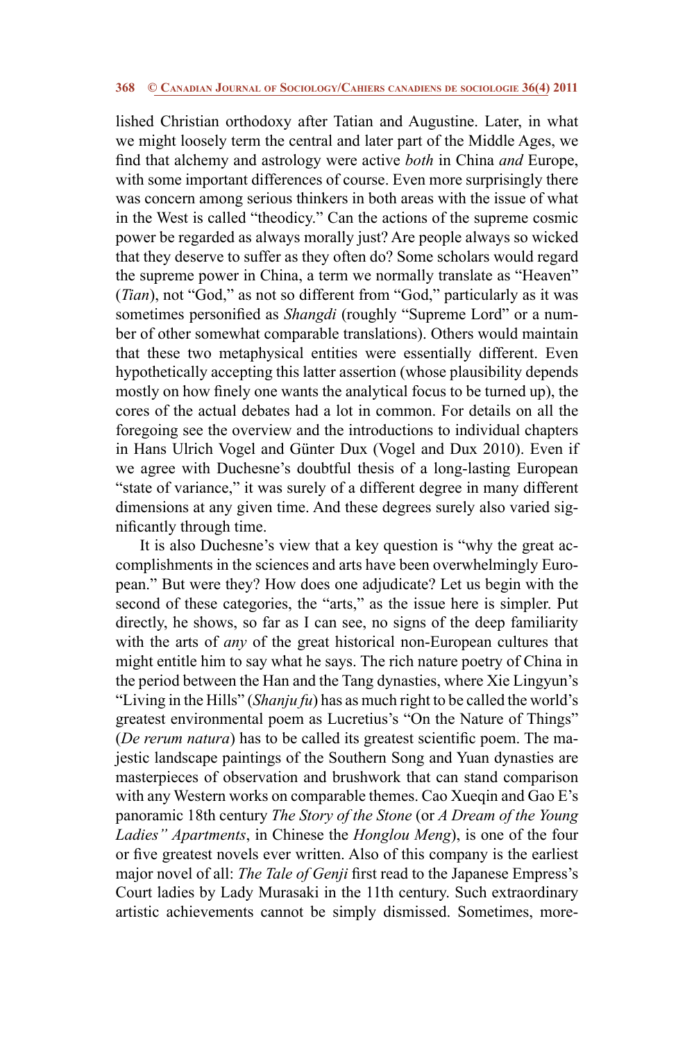lished Christian orthodoxy after Tatian and Augustine. Later, in what we might loosely term the central and later part of the Middle Ages, we find that alchemy and astrology were active *both* in China *and* Europe, with some important differences of course. Even more surprisingly there was concern among serious thinkers in both areas with the issue of what in the West is called "theodicy." Can the actions of the supreme cosmic power be regarded as always morally just? Are people always so wicked that they deserve to suffer as they often do? Some scholars would regard the supreme power in China, a term we normally translate as "Heaven" (*Tian*), not "God," as not so different from "God," particularly as it was sometimes personified as *Shangdi* (roughly "Supreme Lord" or a number of other somewhat comparable translations). Others would maintain that these two metaphysical entities were essentially different. Even hypothetically accepting this latter assertion (whose plausibility depends mostly on how finely one wants the analytical focus to be turned up), the cores of the actual debates had a lot in common. For details on all the foregoing see the overview and the introductions to individual chapters in Hans Ulrich Vogel and Günter Dux (Vogel and Dux 2010). Even if we agree with Duchesne's doubtful thesis of a long-lasting European "state of variance," it was surely of a different degree in many different dimensions at any given time. And these degrees surely also varied significantly through time.

It is also Duchesne's view that a key question is "why the great accomplishments in the sciences and arts have been overwhelmingly European." But were they? How does one adjudicate? Let us begin with the second of these categories, the "arts," as the issue here is simpler. Put directly, he shows, so far as I can see, no signs of the deep familiarity with the arts of *any* of the great historical non-European cultures that might entitle him to say what he says. The rich nature poetry of China in the period between the Han and the Tang dynasties, where Xie Lingyun's "Living in the Hills" (*Shanju fu*) has as much right to be called the world's greatest environmental poem as Lucretius's "On the Nature of Things" (*De rerum natura*) has to be called its greatest scientific poem. The majestic landscape paintings of the Southern Song and Yuan dynasties are masterpieces of observation and brushwork that can stand comparison with any Western works on comparable themes. Cao Xueqin and Gao E's panoramic 18th century *The Story of the Stone* (or *A Dream of the Young Ladies" Apartments*, in Chinese the *Honglou Meng*), is one of the four or five greatest novels ever written. Also of this company is the earliest major novel of all: *The Tale of Genji* first read to the Japanese Empress's Court ladies by Lady Murasaki in the 11th century. Such extraordinary artistic achievements cannot be simply dismissed. Sometimes, more-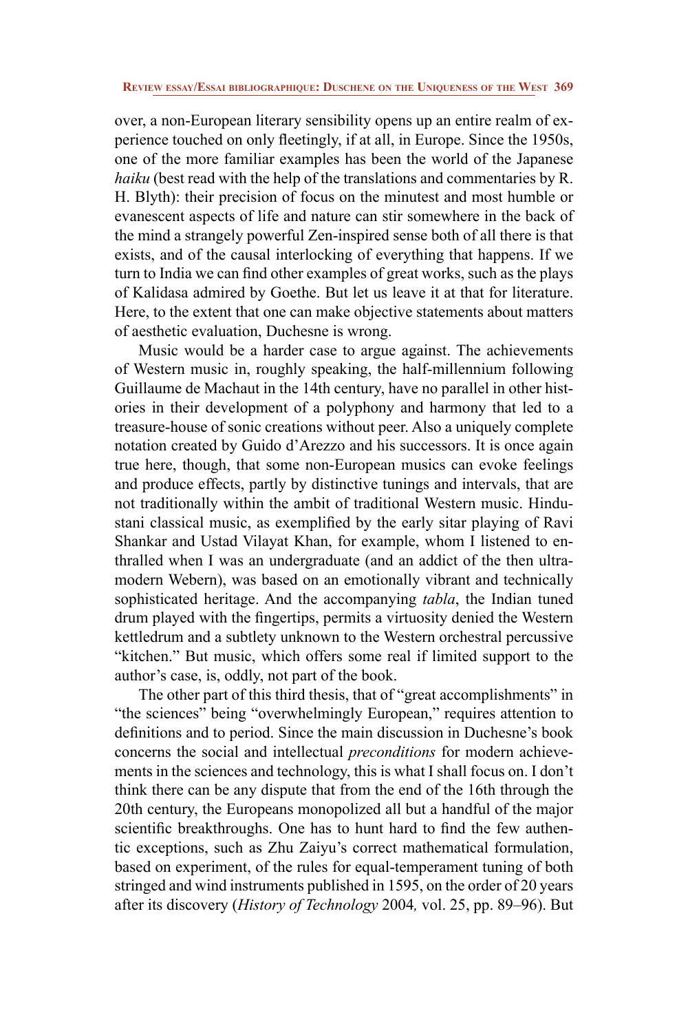over, a non-European literary sensibility opens up an entire realm of experience touched on only fleetingly, if at all, in Europe. Since the 1950s, one of the more familiar examples has been the world of the Japanese *haiku* (best read with the help of the translations and commentaries by R. H. Blyth): their precision of focus on the minutest and most humble or evanescent aspects of life and nature can stir somewhere in the back of the mind a strangely powerful Zen-inspired sense both of all there is that exists, and of the causal interlocking of everything that happens. If we turn to India we can find other examples of great works, such as the plays of Kalidasa admired by Goethe. But let us leave it at that for literature. Here, to the extent that one can make objective statements about matters of aesthetic evaluation, Duchesne is wrong.

Music would be a harder case to argue against. The achievements of Western music in, roughly speaking, the half-millennium following Guillaume de Machaut in the 14th century, have no parallel in other histories in their development of a polyphony and harmony that led to a treasure-house of sonic creations without peer. Also a uniquely complete notation created by Guido d'Arezzo and his successors. It is once again true here, though, that some non-European musics can evoke feelings and produce effects, partly by distinctive tunings and intervals, that are not traditionally within the ambit of traditional Western music. Hindustani classical music, as exemplified by the early sitar playing of Ravi Shankar and Ustad Vilayat Khan, for example, whom I listened to enthralled when I was an undergraduate (and an addict of the then ultra-modern Webern), was based on an emotionally vibrant and technically sophisticated heritage. And the accompanying *tabla*, the Indian tuned drum played with the fingertips, permits a virtuosity denied the Western kettledrum and a subtlety unknown to the Western orchestral percussive "kitchen." But music, which offers some real if limited support to the author's case, is, oddly, not part of the book.

The other part of this third thesis, that of "great accomplishments" in "the sciences" being "overwhelmingly European," requires attention to definitions and to period. Since the main discussion in Duchesne's book concerns the social and intellectual *preconditions* for modern achievements in the sciences and technology, this is what I shall focus on. I don't think there can be any dispute that from the end of the 16th through the 20th century, the Europeans monopolized all but a handful of the major scientific breakthroughs. One has to hunt hard to find the few authentic exceptions, such as Zhu Zaiyu's correct mathematical formulation, based on experiment, of the rules for equal-temperament tuning of both stringed and wind instruments published in 1595, on the order of 20 years after its discovery (*History of Technology* 2004*,* vol. 25, pp. 89–96). But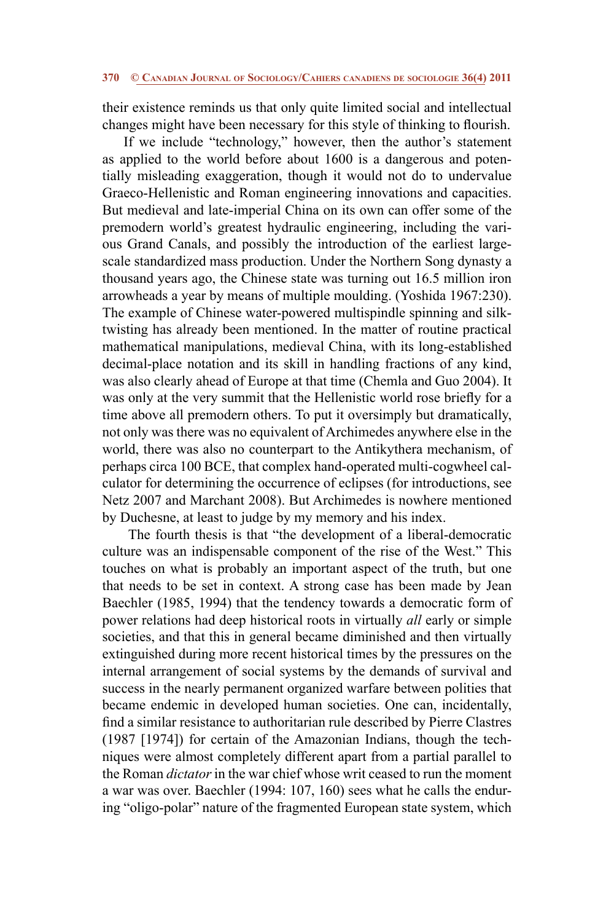their existence reminds us that only quite limited social and intellectual changes might have been necessary for this style of thinking to flourish.

If we include "technology," however, then the author's statement as applied to the world before about 1600 is a dangerous and potentially misleading exaggeration, though it would not do to undervalue Graeco-Hellenistic and Roman engineering innovations and capacities. But medieval and late-imperial China on its own can offer some of the premodern world's greatest hydraulic engineering, including the various Grand Canals, and possibly the introduction of the earliest large-scale standardized mass production. Under the Northern Song dynasty a thousand years ago, the Chinese state was turning out 16.5 million iron arrowheads a year by means of multiple moulding. (Yoshida 1967:230). The example of Chinese water-powered multispindle spinning and silk-twisting has already been mentioned. In the matter of routine practical mathematical manipulations, medieval China, with its long-established decimal-place notation and its skill in handling fractions of any kind, was also clearly ahead of Europe at that time (Chemla and Guo 2004). It was only at the very summit that the Hellenistic world rose briefly for a time above all premodern others. To put it oversimply but dramatically, not only was there was no equivalent of Archimedes anywhere else in the world, there was also no counterpart to the Antikythera mechanism, of perhaps circa 100 BCE, that complex hand-operated multi-cogwheel calculator for determining the occurrence of eclipses (for introductions, see Netz 2007 and Marchant 2008). But Archimedes is nowhere mentioned by Duchesne, at least to judge by my memory and his index.

The fourth thesis is that "the development of a liberal-democratic culture was an indispensable component of the rise of the West." This touches on what is probably an important aspect of the truth, but one that needs to be set in context. A strong case has been made by Jean Baechler (1985, 1994) that the tendency towards a democratic form of power relations had deep historical roots in virtually *all* early or simple societies, and that this in general became diminished and then virtually extinguished during more recent historical times by the pressures on the internal arrangement of social systems by the demands of survival and success in the nearly permanent organized warfare between polities that became endemic in developed human societies. One can, incidentally, find a similar resistance to authoritarian rule described by Pierre Clastres (1987 [1974]) for certain of the Amazonian Indians, though the techniques were almost completely different apart from a partial parallel to the Roman *dictator* in the war chief whose writ ceased to run the moment a war was over. Baechler (1994: 107, 160) sees what he calls the enduring "oligo-polar" nature of the fragmented European state system, which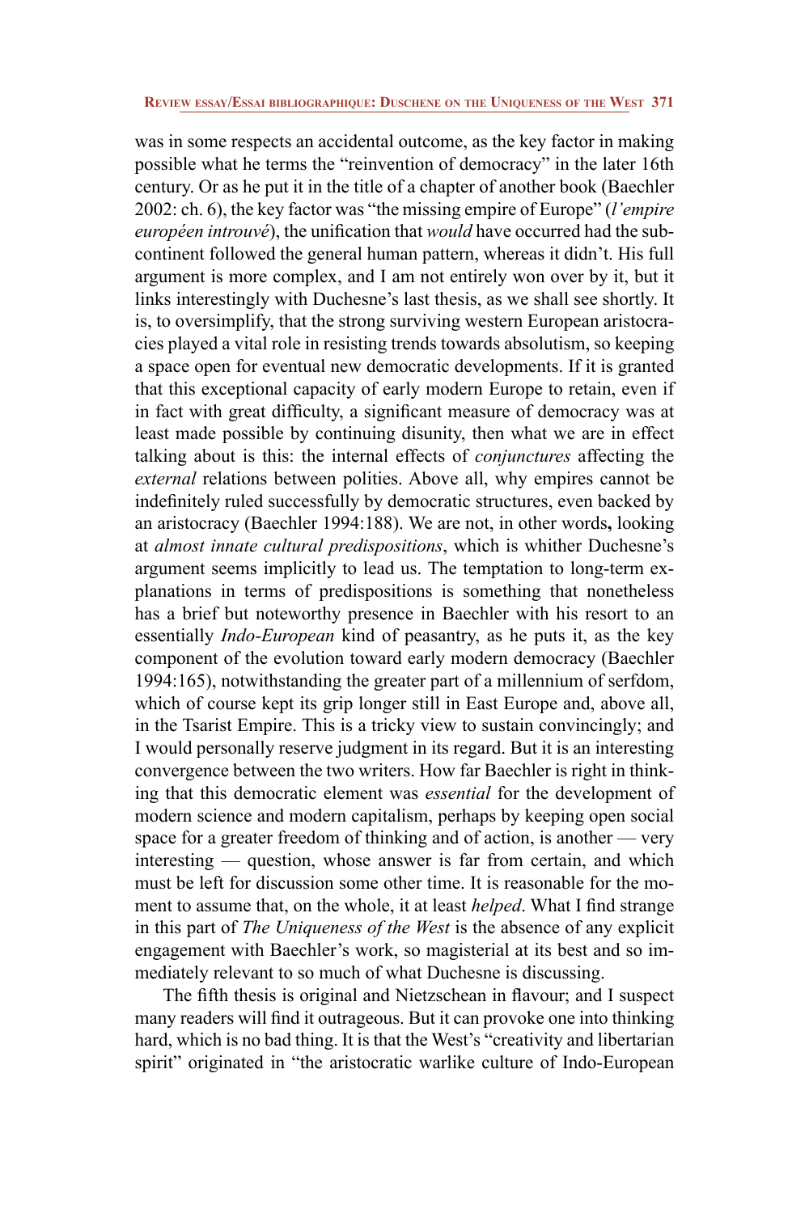was in some respects an accidental outcome, as the key factor in making possible what he terms the "reinvention of democracy" in the later 16th century. Or as he put it in the title of a chapter of another book (Baechler 2002: ch. 6), the key factor was "the missing empire of Europe" (*l'empire européen introuvé*), the unification that *would* have occurred had the subcontinent followed the general human pattern, whereas it didn't. His full argument is more complex, and I am not entirely won over by it, but it links interestingly with Duchesne's last thesis, as we shall see shortly. It is, to oversimplify, that the strong surviving western European aristocracies played a vital role in resisting trends towards absolutism, so keeping a space open for eventual new democratic developments. If it is granted that this exceptional capacity of early modern Europe to retain, even if in fact with great difficulty, a significant measure of democracy was at least made possible by continuing disunity, then what we are in effect talking about is this: the internal effects of *conjunctures* affecting the *external* relations between polities. Above all, why empires cannot be indefinitely ruled successfully by democratic structures, even backed by an aristocracy (Baechler 1994:188). We are not, in other words**,** looking at *almost innate cultural predispositions*, which is whither Duchesne's argument seems implicitly to lead us. The temptation to long-term explanations in terms of predispositions is something that nonetheless has a brief but noteworthy presence in Baechler with his resort to an essentially *Indo-European* kind of peasantry, as he puts it, as the key component of the evolution toward early modern democracy (Baechler 1994:165), notwithstanding the greater part of a millennium of serfdom, which of course kept its grip longer still in East Europe and, above all, in the Tsarist Empire. This is a tricky view to sustain convincingly; and I would personally reserve judgment in its regard. But it is an interesting convergence between the two writers. How far Baechler is right in thinking that this democratic element was *essential* for the development of modern science and modern capitalism, perhaps by keeping open social space for a greater freedom of thinking and of action, is another — very interesting — question, whose answer is far from certain, and which must be left for discussion some other time. It is reasonable for the moment to assume that, on the whole, it at least *helped*. What I find strange in this part of *The Uniqueness of the West* is the absence of any explicit engagement with Baechler's work, so magisterial at its best and so immediately relevant to so much of what Duchesne is discussing.

The fifth thesis is original and Nietzschean in flavour; and I suspect many readers will find it outrageous. But it can provoke one into thinking hard, which is no bad thing. It is that the West's "creativity and libertarian spirit" originated in "the aristocratic warlike culture of Indo-European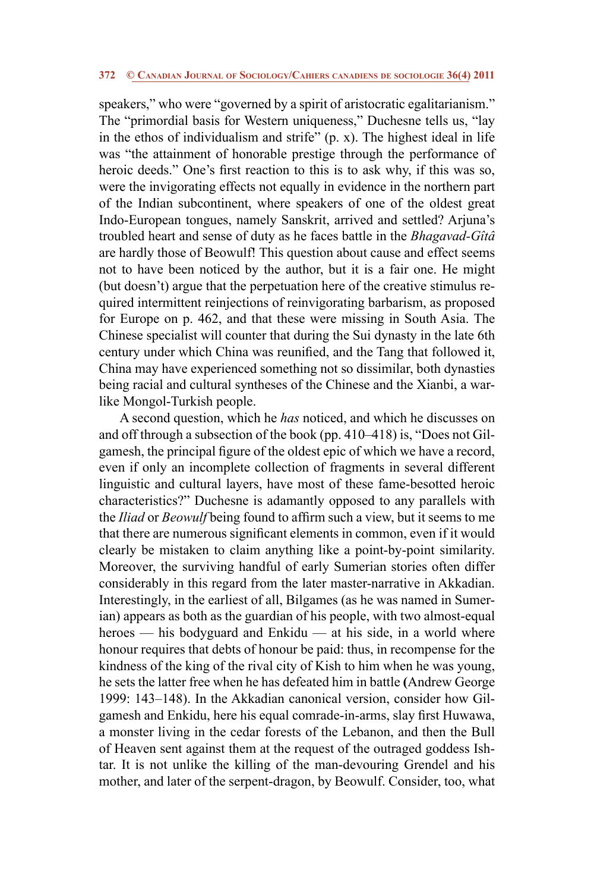speakers," who were "governed by a spirit of aristocratic egalitarianism." The "primordial basis for Western uniqueness," Duchesne tells us, "lay in the ethos of individualism and strife" (p. x). The highest ideal in life was "the attainment of honorable prestige through the performance of heroic deeds." One's first reaction to this is to ask why, if this was so, were the invigorating effects not equally in evidence in the northern part of the Indian subcontinent, where speakers of one of the oldest great Indo-European tongues, namely Sanskrit, arrived and settled? Arjuna's troubled heart and sense of duty as he faces battle in the *Bhagavad-Gîtâ* are hardly those of Beowulf! This question about cause and effect seems not to have been noticed by the author, but it is a fair one. He might (but doesn't) argue that the perpetuation here of the creative stimulus required intermittent reinjections of reinvigorating barbarism, as proposed for Europe on p. 462, and that these were missing in South Asia. The Chinese specialist will counter that during the Sui dynasty in the late 6th century under which China was reunified, and the Tang that followed it, China may have experienced something not so dissimilar, both dynasties being racial and cultural syntheses of the Chinese and the Xianbi, a warlike Mongol-Turkish people.

A second question, which he *has* noticed, and which he discusses on and off through a subsection of the book (pp. 410–418) is, "Does not Gilgamesh, the principal figure of the oldest epic of which we have a record, even if only an incomplete collection of fragments in several different linguistic and cultural layers, have most of these fame-besotted heroic characteristics?" Duchesne is adamantly opposed to any parallels with the *Iliad* or *Beowulf* being found to affirm such a view, but it seems to me that there are numerous significant elements in common, even if it would clearly be mistaken to claim anything like a point-by-point similarity. Moreover, the surviving handful of early Sumerian stories often differ considerably in this regard from the later master-narrative in Akkadian. Interestingly, in the earliest of all, Bilgames (as he was named in Sumerian) appears as both as the guardian of his people, with two almost-equal heroes — his bodyguard and Enkidu — at his side, in a world where honour requires that debts of honour be paid: thus, in recompense for the kindness of the king of the rival city of Kish to him when he was young, he sets the latter free when he has defeated him in battle (Andrew George 1999: 143–148). In the Akkadian canonical version, consider how Gilgamesh and Enkidu, here his equal comrade-in-arms, slay first Huwawa, a monster living in the cedar forests of the Lebanon, and then the Bull of Heaven sent against them at the request of the outraged goddess Ishtar. It is not unlike the killing of the man-devouring Grendel and his mother, and later of the serpent-dragon, by Beowulf. Consider, too, what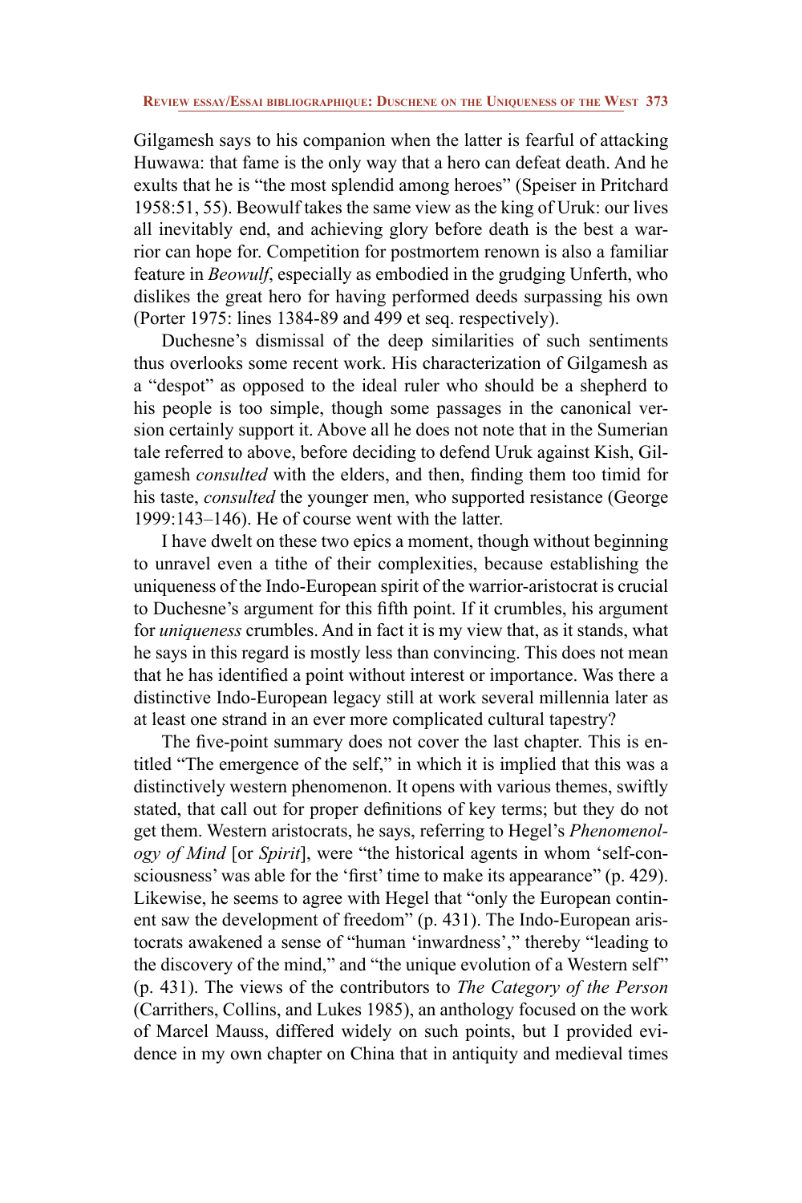Gilgamesh says to his companion when the latter is fearful of attacking Huwawa: that fame is the only way that a hero can defeat death. And he exults that he is "the most splendid among heroes" (Speiser in Pritchard 1958:51, 55). Beowulf takes the same view as the king of Uruk: our lives all inevitably end, and achieving glory before death is the best a warrior can hope for. Competition for postmortem renown is also a familiar feature in *Beowulf*, especially as embodied in the grudging Unferth, who dislikes the great hero for having performed deeds surpassing his own (Porter 1975: lines 1384-89 and 499 et seq. respectively).

Duchesne's dismissal of the deep similarities of such sentiments thus overlooks some recent work. His characterization of Gilgamesh as a "despot" as opposed to the ideal ruler who should be a shepherd to his people is too simple, though some passages in the canonical version certainly support it. Above all he does not note that in the Sumerian tale referred to above, before deciding to defend Uruk against Kish, Gilgamesh *consulted* with the elders, and then, finding them too timid for his taste, *consulted* the younger men, who supported resistance (George 1999:143–146). He of course went with the latter.

I have dwelt on these two epics a moment, though without beginning to unravel even a tithe of their complexities, because establishing the uniqueness of the Indo-European spirit of the warrior-aristocrat is crucial to Duchesne's argument for this fifth point. If it crumbles, his argument for *uniqueness* crumbles. And in fact it is my view that, as it stands, what he says in this regard is mostly less than convincing. This does not mean that he has identified a point without interest or importance. Was there a distinctive Indo-European legacy still at work several millennia later as at least one strand in an ever more complicated cultural tapestry?

The five-point summary does not cover the last chapter. This is entitled "The emergence of the self," in which it is implied that this was a distinctively western phenomenon. It opens with various themes, swiftly stated, that call out for proper definitions of key terms; but they do not get them. Western aristocrats, he says, referring to Hegel's *Phenomenology of Mind* [or *Spirit*], were "the historical agents in whom 'self-consciousness' was able for the 'first' time to make its appearance" (p. 429). Likewise, he seems to agree with Hegel that "only the European continent saw the development of freedom" (p. 431). The Indo-European aristocrats awakened a sense of "human 'inwardness'," thereby "leading to the discovery of the mind," and "the unique evolution of a Western self" (p. 431). The views of the contributors to *The Category of the Person* (Carrithers, Collins, and Lukes 1985), an anthology focused on the work of Marcel Mauss, differed widely on such points, but I provided evidence in my own chapter on China that in antiquity and medieval times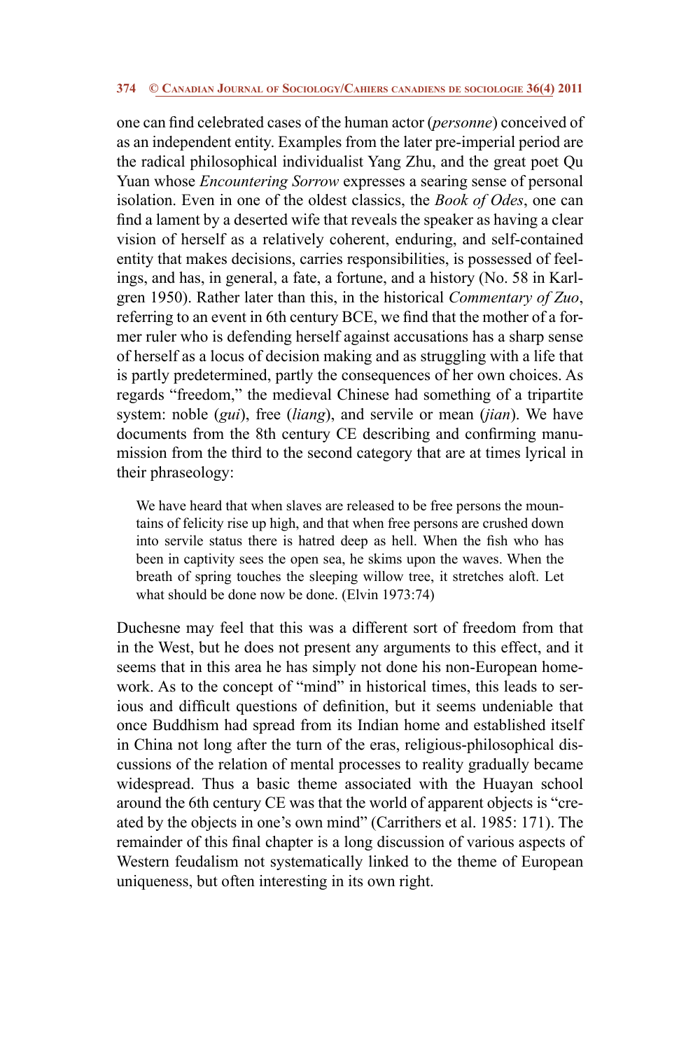one can find celebrated cases of the human actor (*personne*) conceived of as an independent entity. Examples from the later pre-imperial period are the radical philosophical individualist Yang Zhu, and the great poet Qu Yuan whose *Encountering Sorrow* expresses a searing sense of personal isolation. Even in one of the oldest classics, the *Book of Odes*, one can find a lament by a deserted wife that reveals the speaker as having a clear vision of herself as a relatively coherent, enduring, and self-contained entity that makes decisions, carries responsibilities, is possessed of feelings, and has, in general, a fate, a fortune, and a history (No. 58 in Karlgren 1950). Rather later than this, in the historical *Commentary of Zuo*, referring to an event in 6th century BCE, we find that the mother of a former ruler who is defending herself against accusations has a sharp sense of herself as a locus of decision making and as struggling with a life that is partly predetermined, partly the consequences of her own choices. As regards "freedom," the medieval Chinese had something of a tripartite system: noble (*gui*), free (*liang*), and servile or mean (*jian*). We have documents from the 8th century CE describing and confirming manumission from the third to the second category that are at times lyrical in their phraseology:

> We have heard that when slaves are released to be free persons the mountains of felicity rise up high, and that when free persons are crushed down into servile status there is hatred deep as hell. When the fish who has been in captivity sees the open sea, he skims upon the waves. When the breath of spring touches the sleeping willow tree, it stretches aloft. Let what should be done now be done. (Elvin 1973:74)

Duchesne may feel that this was a different sort of freedom from that in the West, but he does not present any arguments to this effect, and it seems that in this area he has simply not done his non-European homework. As to the concept of "mind" in historical times, this leads to serious and difficult questions of definition, but it seems undeniable that once Buddhism had spread from its Indian home and established itself in China not long after the turn of the eras, religious-philosophical discussions of the relation of mental processes to reality gradually became widespread. Thus a basic theme associated with the Huayan school around the 6th century CE was that the world of apparent objects is "created by the objects in one's own mind" (Carrithers et al. 1985: 171). The remainder of this final chapter is a long discussion of various aspects of Western feudalism not systematically linked to the theme of European uniqueness, but often interesting in its own right.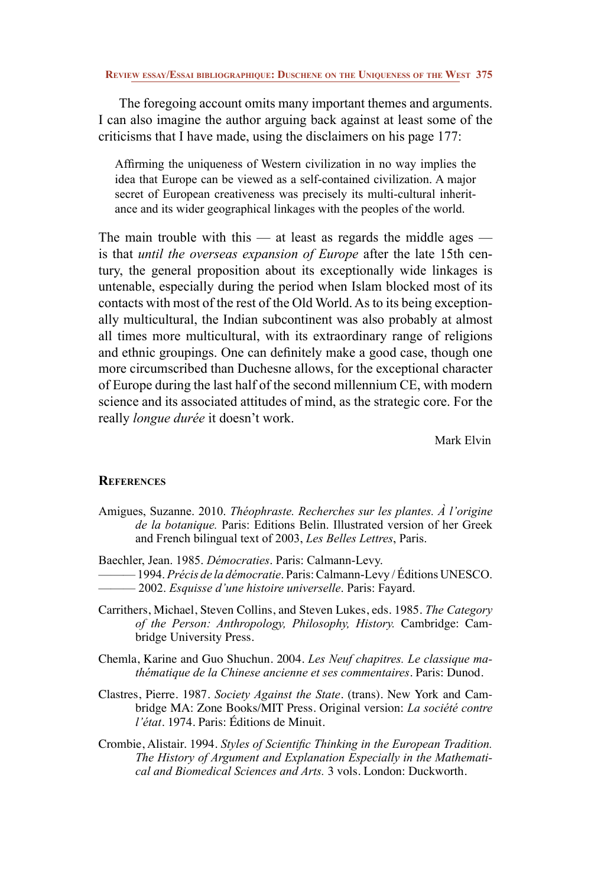The foregoing account omits many important themes and arguments. I can also imagine the author arguing back against at least some of the criticisms that I have made, using the disclaimers on his page 177:

> Affirming the uniqueness of Western civilization in no way implies the idea that Europe can be viewed as a self-contained civilization. A major secret of European creativeness was precisely its multi-cultural inheritance and its wider geographical linkages with the peoples of the world.

The main trouble with this — at least as regards the middle ages — is that *until the overseas expansion of Europe* after the late 15th century, the general proposition about its exceptionally wide linkages is untenable, especially during the period when Islam blocked most of its contacts with most of the rest of the Old World. As to its being exceptionally multicultural, the Indian subcontinent was also probably at almost all times more multicultural, with its extraordinary range of religions and ethnic groupings. One can definitely make a good case, though one more circumscribed than Duchesne allows, for the exceptional character of Europe during the last half of the second millennium CE, with modern science and its associated attitudes of mind, as the strategic core. For the really *longue durée* it doesn't work.

Mark Elvin

## References

Amigues, Suzanne. 2010. *Théophraste. Recherches sur les plantes. À l'origine de la botanique.* Paris: Editions Belin. Illustrated version of her Greek and French bilingual text of 2003, *Les Belles Lettres*, Paris.

Baechler, Jean. 1985. *Démocraties*. Paris: Calmann-Levy.

——— 1994. *Précis de la démocratie*. Paris: Calmann-Levy / Éditions UNESCO.

——— 2002. *Esquisse d'une histoire universelle*. Paris: Fayard.

Carrithers, Michael, Steven Collins, and Steven Lukes, eds. 1985. *The Category of the Person: Anthropology, Philosophy, History.* Cambridge: Cambridge University Press.

Chemla, Karine and Guo Shuchun. 2004. *Les Neuf chapitres. Le classique mathématique de la Chinese ancienne et ses commentaires*. Paris: Dunod.

Clastres, Pierre. 1987. *Society Against the State*. (trans). New York and Cambridge MA: Zone Books/MIT Press. Original version: *La société contre l'état*. 1974. Paris: Éditions de Minuit.

Crombie, Alistair. 1994. *Styles of Scientific Thinking in the European Tradition. The History of Argument and Explanation Especially in the Mathematical and Biomedical Sciences and Arts.* 3 vols. London: Duckworth.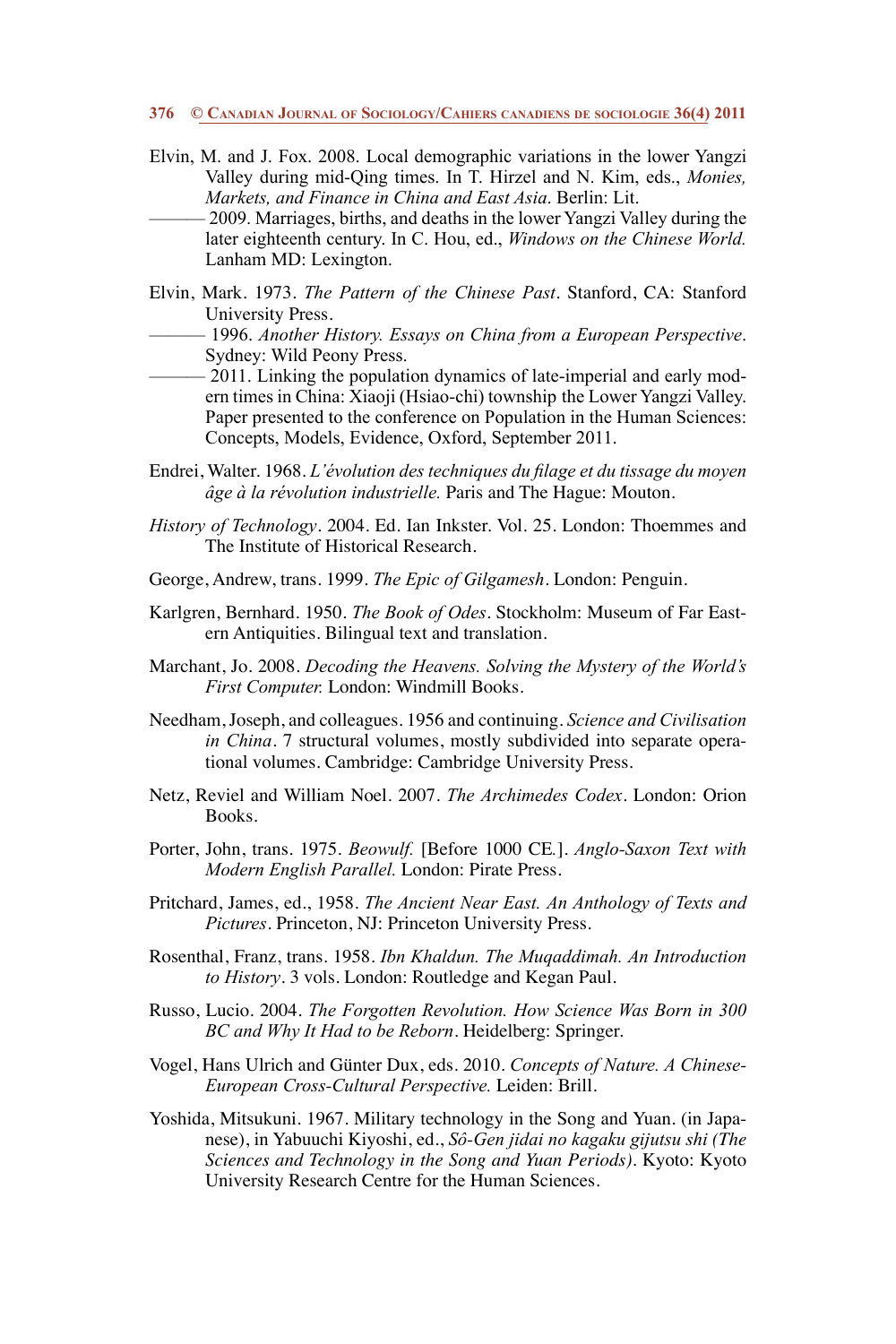Elvin, M. and J. Fox. 2008. Local demographic variations in the lower Yangzi Valley during mid-Qing times. In T. Hirzel and N. Kim, eds., *Monies, Markets, and Finance in China and East Asia*. Berlin: Lit.

——— 2009. Marriages, births, and deaths in the lower Yangzi Valley during the later eighteenth century. In C. Hou, ed., *Windows on the Chinese World.* Lanham MD: Lexington.

Elvin, Mark. 1973. *The Pattern of the Chinese Past*. Stanford, CA: Stanford University Press.

——— 1996. *Another History. Essays on China from a European Perspective*. Sydney: Wild Peony Press.

——— 2011. Linking the population dynamics of late-imperial and early modern times in China: Xiaoji (Hsiao-chi) township the Lower Yangzi Valley. Paper presented to the conference on Population in the Human Sciences: Concepts, Models, Evidence, Oxford, September 2011.

Endrei, Walter. 1968. *L'évolution des techniques du filage et du tissage du moyen âge à la révolution industrielle.* Paris and The Hague: Mouton.

*History of Technology*. 2004. Ed. Ian Inkster. Vol. 25. London: Thoemmes and The Institute of Historical Research.

George, Andrew, trans. 1999. *The Epic of Gilgamesh*. London: Penguin.

Karlgren, Bernhard. 1950. *The Book of Odes*. Stockholm: Museum of Far Eastern Antiquities. Bilingual text and translation.

Marchant, Jo. 2008. *Decoding the Heavens. Solving the Mystery of the World's First Computer.* London: Windmill Books.

Needham, Joseph, and colleagues. 1956 and continuing. *Science and Civilisation in China*. 7 structural volumes, mostly subdivided into separate operational volumes. Cambridge: Cambridge University Press.

Netz, Reviel and William Noel. 2007. *The Archimedes Codex*. London: Orion Books.

Porter, John, trans. 1975. *Beowulf.* [Before 1000 CE.]. *Anglo-Saxon Text with Modern English Parallel.* London: Pirate Press.

Pritchard, James, ed., 1958. *The Ancient Near East. An Anthology of Texts and Pictures*. Princeton, NJ: Princeton University Press.

Rosenthal, Franz, trans. 1958. *Ibn Khaldun. The Muqaddimah. An Introduction to History*. 3 vols. London: Routledge and Kegan Paul.

Russo, Lucio. 2004. *The Forgotten Revolution. How Science Was Born in 300 BC and Why It Had to be Reborn*. Heidelberg: Springer.

Vogel, Hans Ulrich and Günter Dux, eds. 2010. *Concepts of Nature. A Chinese-European Cross-Cultural Perspective.* Leiden: Brill.

Yoshida, Mitsukuni. 1967. Military technology in the Song and Yuan. (in Japanese), in Yabuuchi Kiyoshi, ed., *Sô-Gen jidai no kagaku gijutsu shi (The Sciences and Technology in the Song and Yuan Periods)*. Kyoto: Kyoto University Research Centre for the Human Sciences.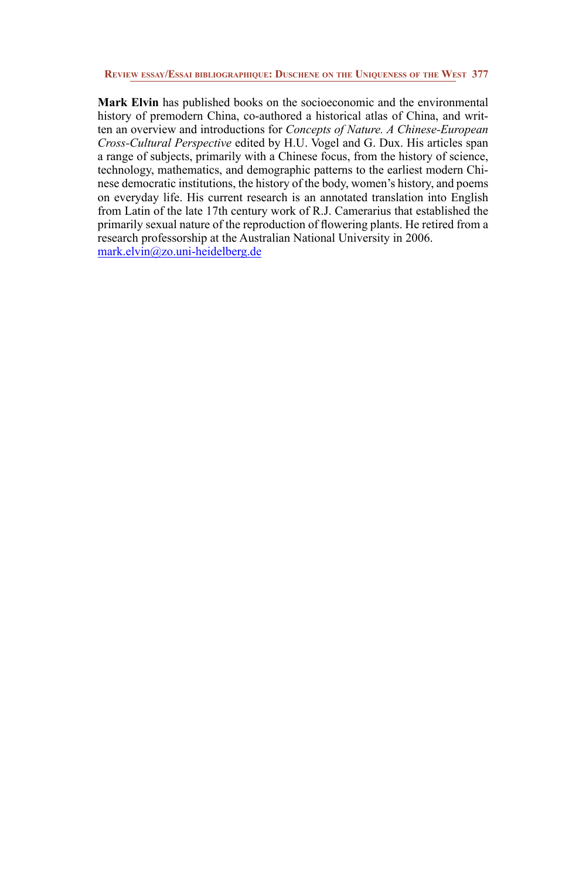**Mark Elvin** has published books on the socioeconomic and the environmental history of premodern China, co-authored a historical atlas of China, and written an overview and introductions for *Concepts of Nature. A Chinese-European Cross-Cultural Perspective* edited by H.U. Vogel and G. Dux. His articles span a range of subjects, primarily with a Chinese focus, from the history of science, technology, mathematics, and demographic patterns to the earliest modern Chinese democratic institutions, the history of the body, women's history, and poems on everyday life. His current research is an annotated translation into English from Latin of the late 17th century work of R.J. Camerarius that established the primarily sexual nature of the reproduction of flowering plants. He retired from a research professorship at the Australian National University in 2006.
mark.elvin@zo.uni-heidelberg.de